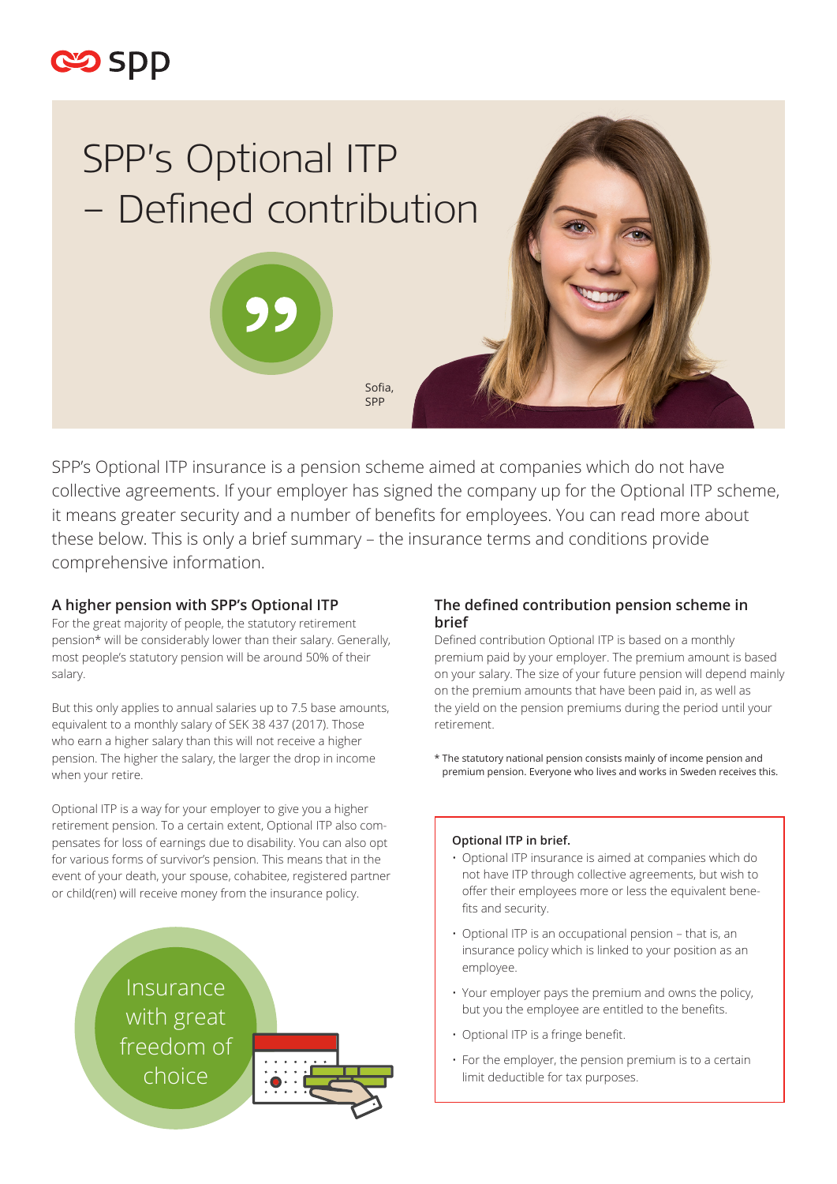# SPP's Optional ITP – Defined contribution

Sofia, SPP

SPP's Optional ITP insurance is a pension scheme aimed at companies which do not have collective agreements. If your employer has signed the company up for the Optional ITP scheme, it means greater security and a number of benefits for employees. You can read more about these below. This is only a brief summary – the insurance terms and conditions provide comprehensive information.

## A higher pension with SPP's Optional ITP

For the great majority of people, the statutory retirement pension* will be considerably lower than their salary. Generally, most people's statutory pension will be around 50% of their salary.

But this only applies to annual salaries up to 7.5 base amounts, equivalent to a monthly salary of SEK 38 437 (2017). Those who earn a higher salary than this will not receive a higher pension. The higher the salary, the larger the drop in income when your retire.

Optional ITP is a way for your employer to give you a higher retirement pension. To a certain extent, Optional ITP also compensates for loss of earnings due to disability. You can also opt for various forms of survivor's pension. This means that in the event of your death, your spouse, cohabitee, registered partner or child(ren) will receive money from the insurance policy.

Insurance with great freedom of choice

## The defined contribution pension scheme in brief

Defined contribution Optional ITP is based on a monthly premium paid by your employer. The premium amount is based on your salary. The size of your future pension will depend mainly on the premium amounts that have been paid in, as well as the yield on the pension premiums during the period until your retirement.

* The statutory national pension consists mainly of income pension and premium pension. Everyone who lives and works in Sweden receives this.

**Optional ITP in brief.**

- Optional ITP insurance is aimed at companies which do not have ITP through collective agreements, but wish to offer their employees more or less the equivalent benefits and security.
- Optional ITP is an occupational pension – that is, an insurance policy which is linked to your position as an employee.
- Your employer pays the premium and owns the policy, but you the employee are entitled to the benefits.
- Optional ITP is a fringe benefit.
- For the employer, the pension premium is to a certain limit deductible for tax purposes.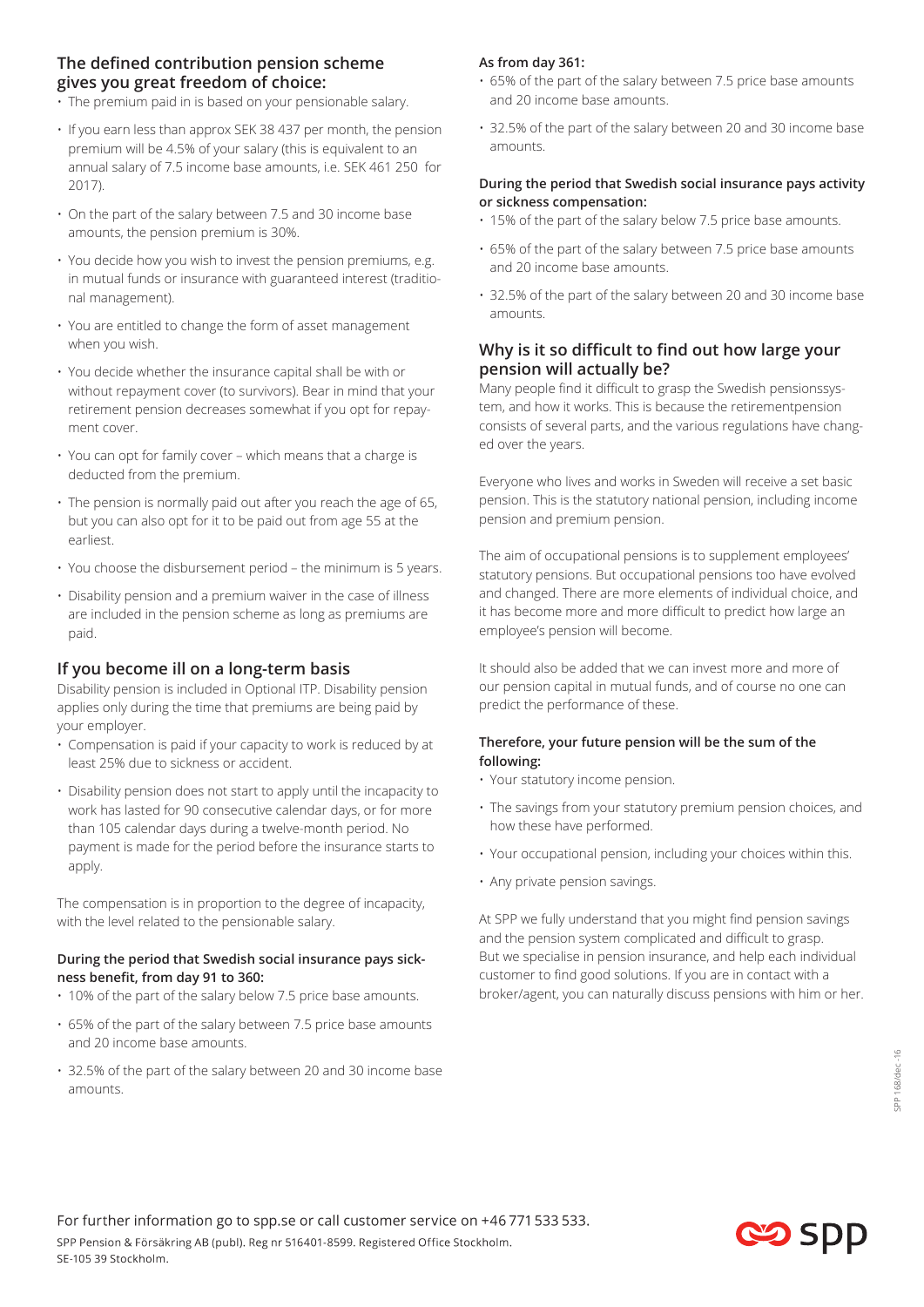## The defined contribution pension scheme gives you great freedom of choice:

- The premium paid in is based on your pensionable salary.
- If you earn less than approx SEK 38 437 per month, the pension premium will be 4.5% of your salary (this is equivalent to an annual salary of 7.5 income base amounts, i.e. SEK 461 250 for 2017).
- On the part of the salary between 7.5 and 30 income base amounts, the pension premium is 30%.
- You decide how you wish to invest the pension premiums, e.g. in mutual funds or insurance with guaranteed interest (traditional management).
- You are entitled to change the form of asset management when you wish.
- You decide whether the insurance capital shall be with or without repayment cover (to survivors). Bear in mind that your retirement pension decreases somewhat if you opt for repayment cover.
- You can opt for family cover – which means that a charge is deducted from the premium.
- The pension is normally paid out after you reach the age of 65, but you can also opt for it to be paid out from age 55 at the earliest.
- You choose the disbursement period – the minimum is 5 years.
- Disability pension and a premium waiver in the case of illness are included in the pension scheme as long as premiums are paid.

## If you become ill on a long-term basis

Disability pension is included in Optional ITP. Disability pension applies only during the time that premiums are being paid by your employer.

- Compensation is paid if your capacity to work is reduced by at least 25% due to sickness or accident.
- Disability pension does not start to apply until the incapacity to work has lasted for 90 consecutive calendar days, or for more than 105 calendar days during a twelve-month period. No payment is made for the period before the insurance starts to apply.

The compensation is in proportion to the degree of incapacity, with the level related to the pensionable salary.

**During the period that Swedish social insurance pays sickness benefit, from day 91 to 360:**

- 10% of the part of the salary below 7.5 price base amounts.
- 65% of the part of the salary between 7.5 price base amounts and 20 income base amounts.
- 32.5% of the part of the salary between 20 and 30 income base amounts.

**As from day 361:**

- 65% of the part of the salary between 7.5 price base amounts and 20 income base amounts.
- 32.5% of the part of the salary between 20 and 30 income base amounts.

**During the period that Swedish social insurance pays activity or sickness compensation:**

- 15% of the part of the salary below 7.5 price base amounts.
- 65% of the part of the salary between 7.5 price base amounts and 20 income base amounts.
- 32.5% of the part of the salary between 20 and 30 income base amounts.

## Why is it so difficult to find out how large your pension will actually be?

Many people find it difficult to grasp the Swedish pensionssystem, and how it works. This is because the retirementpension consists of several parts, and the various regulations have changed over the years.

Everyone who lives and works in Sweden will receive a set basic pension. This is the statutory national pension, including income pension and premium pension.

The aim of occupational pensions is to supplement employees' statutory pensions. But occupational pensions too have evolved and changed. There are more elements of individual choice, and it has become more and more difficult to predict how large an employee's pension will become.

It should also be added that we can invest more and more of our pension capital in mutual funds, and of course no one can predict the performance of these.

**Therefore, your future pension will be the sum of the following:**

- Your statutory income pension.
- The savings from your statutory premium pension choices, and how these have performed.
- Your occupational pension, including your choices within this.
- Any private pension savings.

At SPP we fully understand that you might find pension savings and the pension system complicated and difficult to grasp. But we specialise in pension insurance, and help each individual customer to find good solutions. If you are in contact with a broker/agent, you can naturally discuss pensions with him or her.

SPP 168/dec-16

For further information go to spp.se or call customer service on +46 771 533 533.

SPP Pension & Försäkring AB (publ). Reg nr 516401-8599. Registered Office Stockholm. SE-105 39 Stockholm.